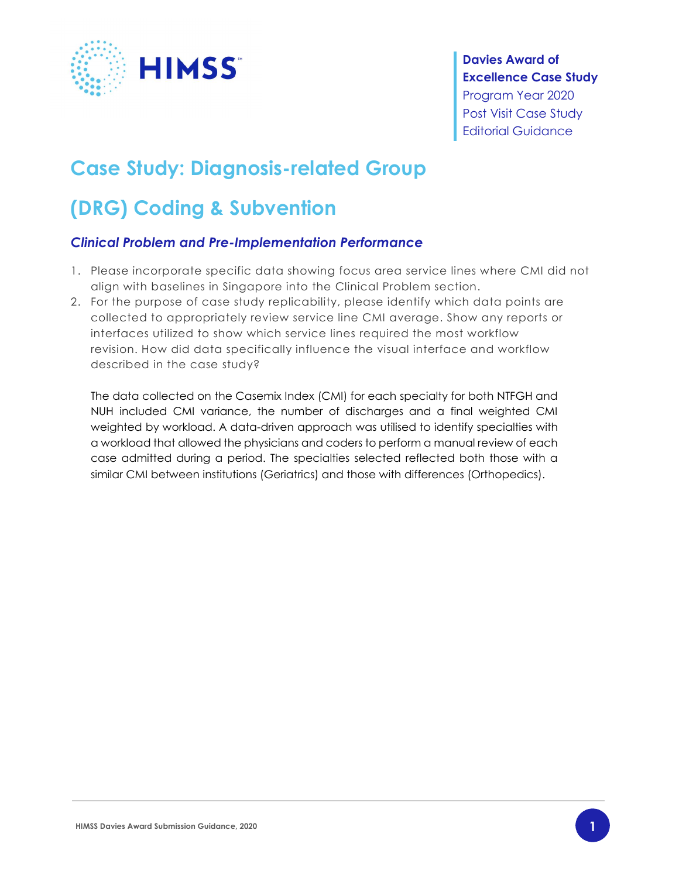Davies Award of Excellence Case Study
Program Year 2020
Post Visit Case Study
Editorial Guidance

# Case Study: Diagnosis-related Group (DRG) Coding & Subvention

### *Clinical Problem and Pre-Implementation Performance*

1. Please incorporate specific data showing focus area service lines where CMI did not align with baselines in Singapore into the Clinical Problem section.
2. For the purpose of case study replicability, please identify which data points are collected to appropriately review service line CMI average. Show any reports or interfaces utilized to show which service lines required the most workflow revision. How did data specifically influence the visual interface and workflow described in the case study?

   The data collected on the Casemix Index (CMI) for each specialty for both NTFGH and NUH included CMI variance, the number of discharges and a final weighted CMI weighted by workload. A data-driven approach was utilised to identify specialties with a workload that allowed the physicians and coders to perform a manual review of each case admitted during a period. The specialties selected reflected both those with a similar CMI between institutions (Geriatrics) and those with differences (Orthopedics).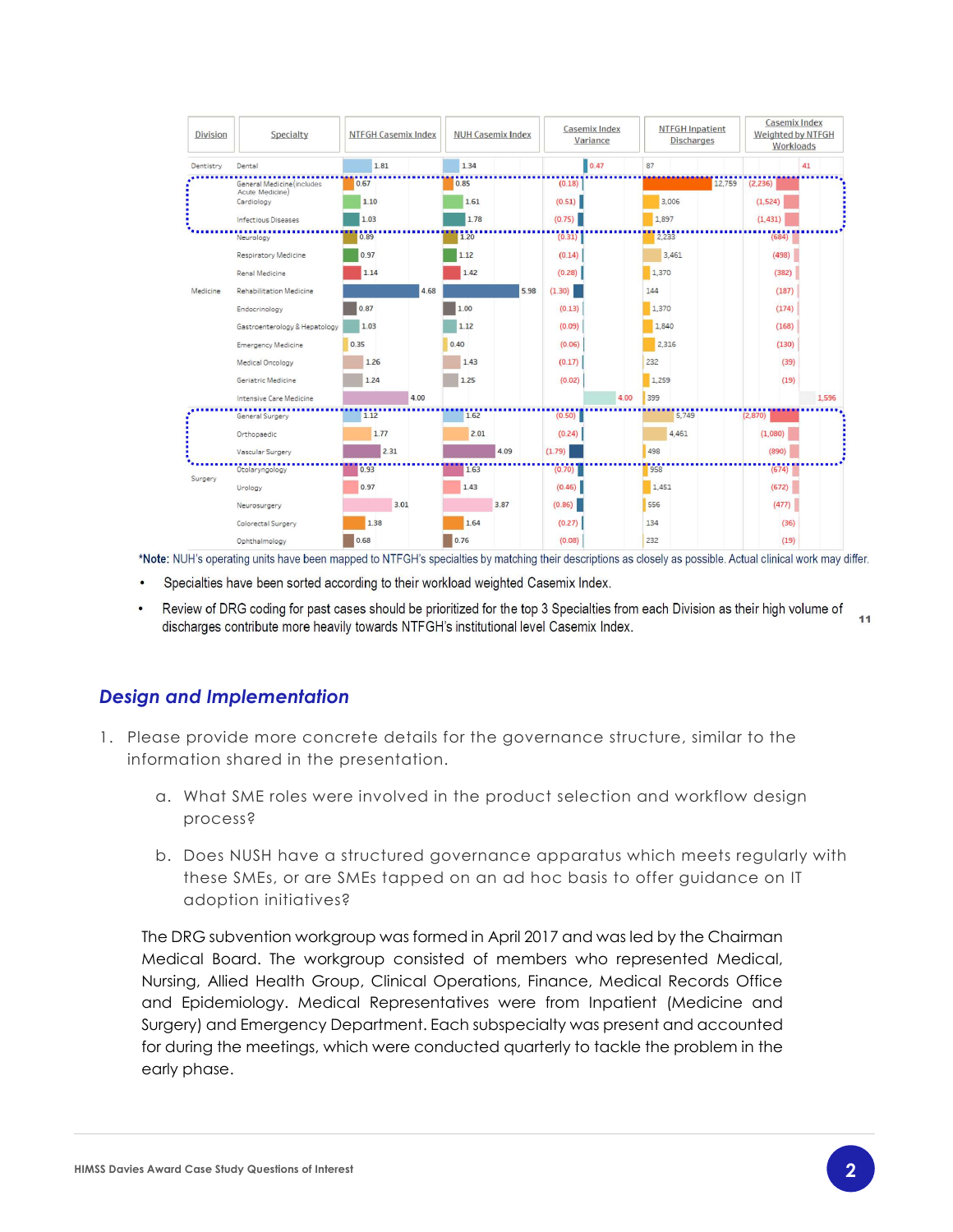| Division | Specialty | NTFGH Casemix Index | NUH Casemix Index | Casemix Index Variance | NTFGH Inpatient Discharges | Casemix Index Weighted by NTFGH Workloads |
|---|---|---|---|---|---|---|
| Dentistry | Dental | 1.81 | 1.34 | 0.47 | 87 | 41 |
| Medicine | General Medicine (includes Acute Medicine) | 0.67 | 0.85 | (0.18) | 12,759 | (2,236) |
| | Cardiology | 1.10 | 1.61 | (0.51) | 3,006 | (1,524) |
| | Infectious Diseases | 1.03 | 1.78 | (0.75) | 1,897 | (1,431) |
| | Neurology | 0.89 | 1.20 | (0.31) | 2,233 | (684) |
| | Respiratory Medicine | 0.97 | 1.12 | (0.14) | 3,461 | (498) |
| | Renal Medicine | 1.14 | 1.42 | (0.28) | 1,370 | (382) |
| | Rehabilitation Medicine | 4.68 | 5.98 | (1.30) | 144 | (187) |
| | Endocrinology | 0.87 | 1.00 | (0.13) | 1,370 | (174) |
| | Gastroenterology & Hepatology | 1.03 | 1.12 | (0.09) | 1,840 | (168) |
| | Emergency Medicine | 0.35 | 0.40 | (0.06) | 2,316 | (130) |
| | Medical Oncology | 1.26 | 1.43 | (0.17) | 232 | (39) |
| | Geriatric Medicine | 1.24 | 1.25 | (0.02) | 1,259 | (19) |
| | Intensive Care Medicine | 4.00 | | 4.00 | 399 | 1,596 |
| Surgery | General Surgery | 1.12 | 1.62 | (0.50) | 5,749 | (2,870) |
| | Orthopaedic | 1.77 | 2.01 | (0.24) | 4,461 | (1,080) |
| | Vascular Surgery | 2.31 | 4.09 | (1.79) | 498 | (890) |
| | Otolaryngology | 0.93 | 1.63 | (0.70) | 958 | (674) |
| | Urology | 0.97 | 1.43 | (0.46) | 1,451 | (672) |
| | Neurosurgery | 3.01 | 3.87 | (0.86) | 556 | (477) |
| | Colorectal Surgery | 1.38 | 1.64 | (0.27) | 134 | (36) |
| | Ophthalmology | 0.68 | 0.76 | (0.08) | 232 | (19) |

***Note**: NUH's operating units have been mapped to NTFGH's specialties by matching their descriptions as closely as possible. Actual clinical work may differ.

- Specialties have been sorted according to their workload weighted Casemix Index.
- Review of DRG coding for past cases should be prioritized for the top 3 Specialties from each Division as their high volume of discharges contribute more heavily towards NTFGH's institutional level Casemix Index.

## *Design and Implementation*

1. Please provide more concrete details for the governance structure, similar to the information shared in the presentation.
   a. What SME roles were involved in the product selection and workflow design process?
   b. Does NUSH have a structured governance apparatus which meets regularly with these SMEs, or are SMEs tapped on an ad hoc basis to offer guidance on IT adoption initiatives?

The DRG subvention workgroup was formed in April 2017 and was led by the Chairman Medical Board. The workgroup consisted of members who represented Medical, Nursing, Allied Health Group, Clinical Operations, Finance, Medical Records Office and Epidemiology. Medical Representatives were from Inpatient (Medicine and Surgery) and Emergency Department. Each subspecialty was present and accounted for during the meetings, which were conducted quarterly to tackle the problem in the early phase.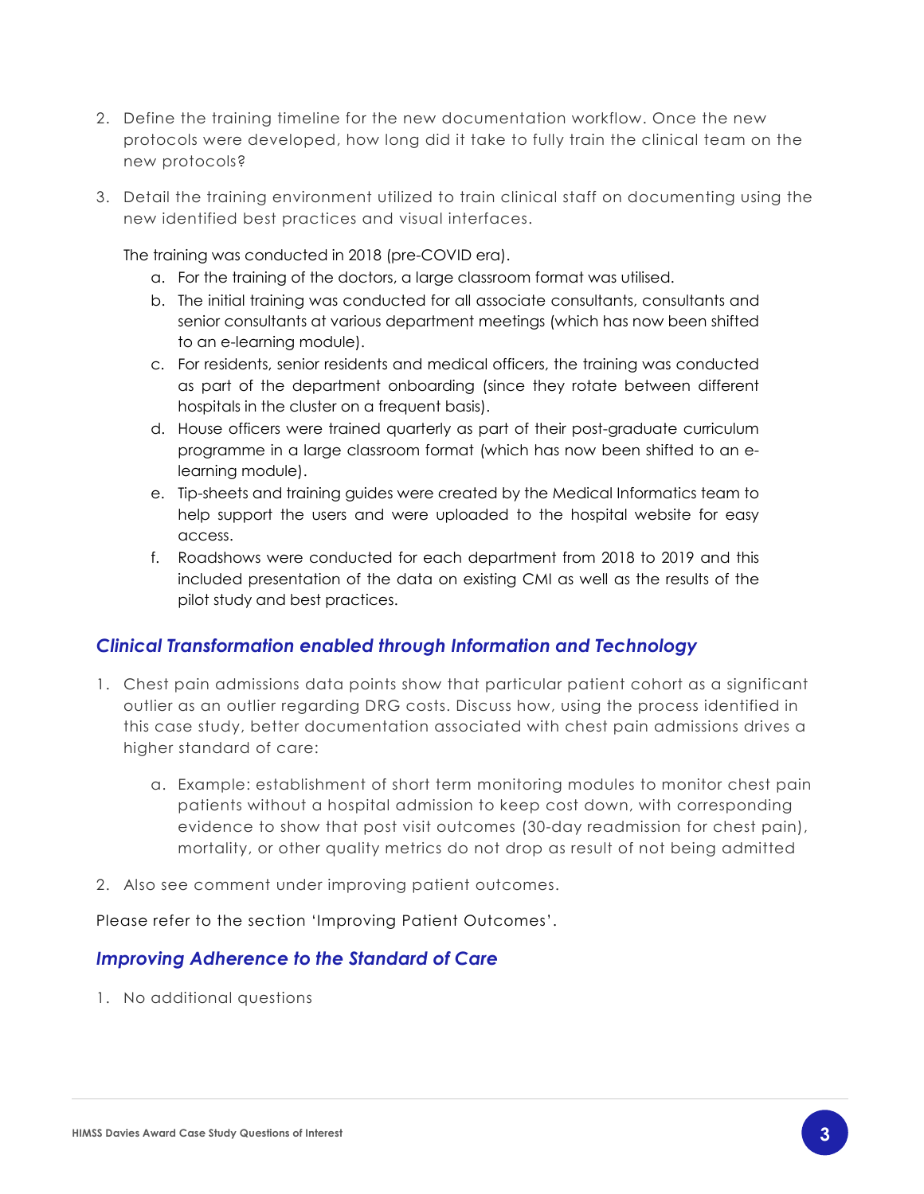2. Define the training timeline for the new documentation workflow. Once the new protocols were developed, how long did it take to fully train the clinical team on the new protocols?

3. Detail the training environment utilized to train clinical staff on documenting using the new identified best practices and visual interfaces.

   The training was conducted in 2018 (pre-COVID era).

   a. For the training of the doctors, a large classroom format was utilised.
   b. The initial training was conducted for all associate consultants, consultants and senior consultants at various department meetings (which has now been shifted to an e-learning module).
   c. For residents, senior residents and medical officers, the training was conducted as part of the department onboarding (since they rotate between different hospitals in the cluster on a frequent basis).
   d. House officers were trained quarterly as part of their post-graduate curriculum programme in a large classroom format (which has now been shifted to an e-learning module).
   e. Tip-sheets and training guides were created by the Medical Informatics team to help support the users and were uploaded to the hospital website for easy access.
   f. Roadshows were conducted for each department from 2018 to 2019 and this included presentation of the data on existing CMI as well as the results of the pilot study and best practices.

## *Clinical Transformation enabled through Information and Technology*

1. Chest pain admissions data points show that particular patient cohort as a significant outlier as an outlier regarding DRG costs. Discuss how, using the process identified in this case study, better documentation associated with chest pain admissions drives a higher standard of care:

   a. Example: establishment of short term monitoring modules to monitor chest pain patients without a hospital admission to keep cost down, with corresponding evidence to show that post visit outcomes (30-day readmission for chest pain), mortality, or other quality metrics do not drop as result of not being admitted

2. Also see comment under improving patient outcomes.

Please refer to the section 'Improving Patient Outcomes'.

## *Improving Adherence to the Standard of Care*

1. No additional questions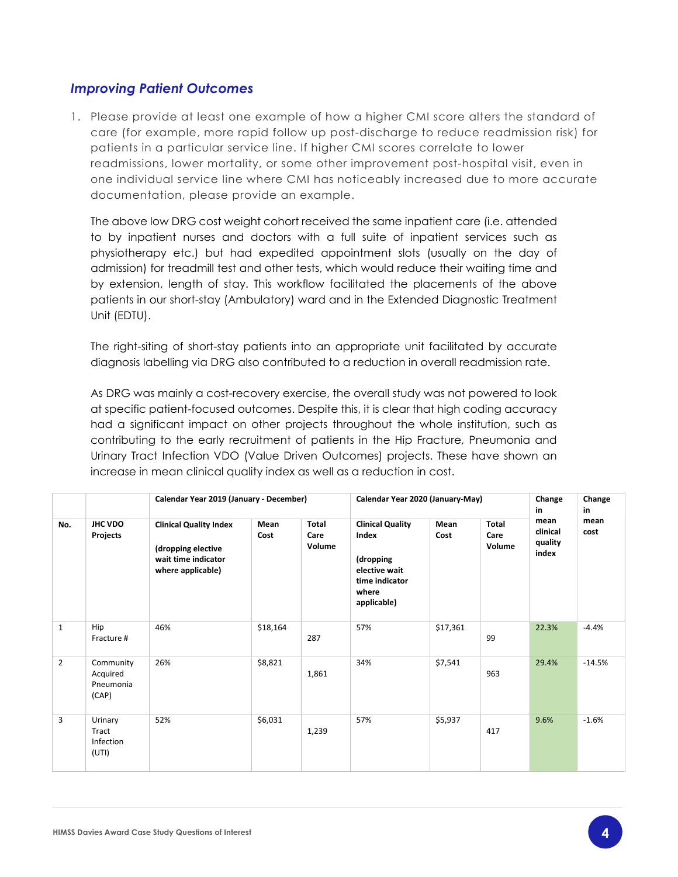## *Improving Patient Outcomes*

1. Please provide at least one example of how a higher CMI score alters the standard of care (for example, more rapid follow up post-discharge to reduce readmission risk) for patients in a particular service line. If higher CMI scores correlate to lower readmissions, lower mortality, or some other improvement post-hospital visit, even in one individual service line where CMI has noticeably increased due to more accurate documentation, please provide an example.

   The above low DRG cost weight cohort received the same inpatient care (i.e. attended to by inpatient nurses and doctors with a full suite of inpatient services such as physiotherapy etc.) but had expedited appointment slots (usually on the day of admission) for treadmill test and other tests, which would reduce their waiting time and by extension, length of stay. This workflow facilitated the placements of the above patients in our short-stay (Ambulatory) ward and in the Extended Diagnostic Treatment Unit (EDTU).

   The right-siting of short-stay patients into an appropriate unit facilitated by accurate diagnosis labelling via DRG also contributed to a reduction in overall readmission rate.

   As DRG was mainly a cost-recovery exercise, the overall study was not powered to look at specific patient-focused outcomes. Despite this, it is clear that high coding accuracy had a significant impact on other projects throughout the whole institution, such as contributing to the early recruitment of patients in the Hip Fracture, Pneumonia and Urinary Tract Infection VDO (Value Driven Outcomes) projects. These have shown an increase in mean clinical quality index as well as a reduction in cost.

| | | **Calendar Year 2019 (January - December)** | | | **Calendar Year 2020 (January-May)** | | | **Change in** | **Change in** |
|---|---|---|---|---|---|---|---|---|---|
| **No.** | **JHC VDO Projects** | **Clinical Quality Index (dropping elective wait time indicator where applicable)** | **Mean Cost** | **Total Care Volume** | **Clinical Quality Index (dropping elective wait time indicator where applicable)** | **Mean Cost** | **Total Care Volume** | **mean clinical quality index** | **mean cost** |
| 1 | Hip Fracture # | 46% | $18,164 | 287 | 57% | $17,361 | 99 | 22.3% | -4.4% |
| 2 | Community Acquired Pneumonia (CAP) | 26% | $8,821 | 1,861 | 34% | $7,541 | 963 | 29.4% | -14.5% |
| 3 | Urinary Tract Infection (UTI) | 52% | $6,031 | 1,239 | 57% | $5,937 | 417 | 9.6% | -1.6% |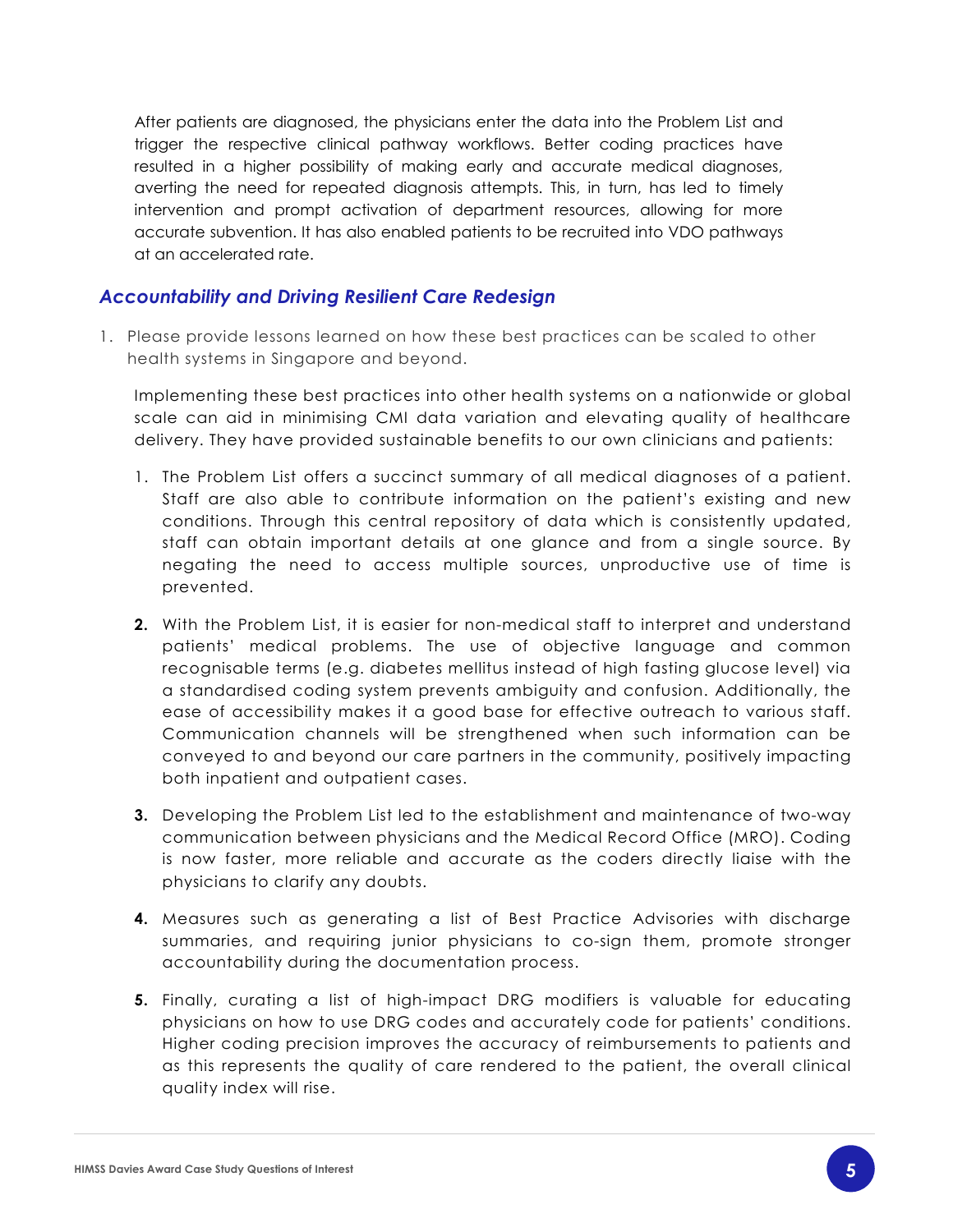After patients are diagnosed, the physicians enter the data into the Problem List and trigger the respective clinical pathway workflows. Better coding practices have resulted in a higher possibility of making early and accurate medical diagnoses, averting the need for repeated diagnosis attempts. This, in turn, has led to timely intervention and prompt activation of department resources, allowing for more accurate subvention. It has also enabled patients to be recruited into VDO pathways at an accelerated rate.

## *Accountability and Driving Resilient Care Redesign*

1. Please provide lessons learned on how these best practices can be scaled to other health systems in Singapore and beyond.

   Implementing these best practices into other health systems on a nationwide or global scale can aid in minimising CMI data variation and elevating quality of healthcare delivery. They have provided sustainable benefits to our own clinicians and patients:

   1. The Problem List offers a succinct summary of all medical diagnoses of a patient. Staff are also able to contribute information on the patient's existing and new conditions. Through this central repository of data which is consistently updated, staff can obtain important details at one glance and from a single source. By negating the need to access multiple sources, unproductive use of time is prevented.

   2. With the Problem List, it is easier for non-medical staff to interpret and understand patients' medical problems. The use of objective language and common recognisable terms (e.g. diabetes mellitus instead of high fasting glucose level) via a standardised coding system prevents ambiguity and confusion. Additionally, the ease of accessibility makes it a good base for effective outreach to various staff. Communication channels will be strengthened when such information can be conveyed to and beyond our care partners in the community, positively impacting both inpatient and outpatient cases.

   3. Developing the Problem List led to the establishment and maintenance of two-way communication between physicians and the Medical Record Office (MRO). Coding is now faster, more reliable and accurate as the coders directly liaise with the physicians to clarify any doubts.

   4. Measures such as generating a list of Best Practice Advisories with discharge summaries, and requiring junior physicians to co-sign them, promote stronger accountability during the documentation process.

   5. Finally, curating a list of high-impact DRG modifiers is valuable for educating physicians on how to use DRG codes and accurately code for patients' conditions. Higher coding precision improves the accuracy of reimbursements to patients and as this represents the quality of care rendered to the patient, the overall clinical quality index will rise.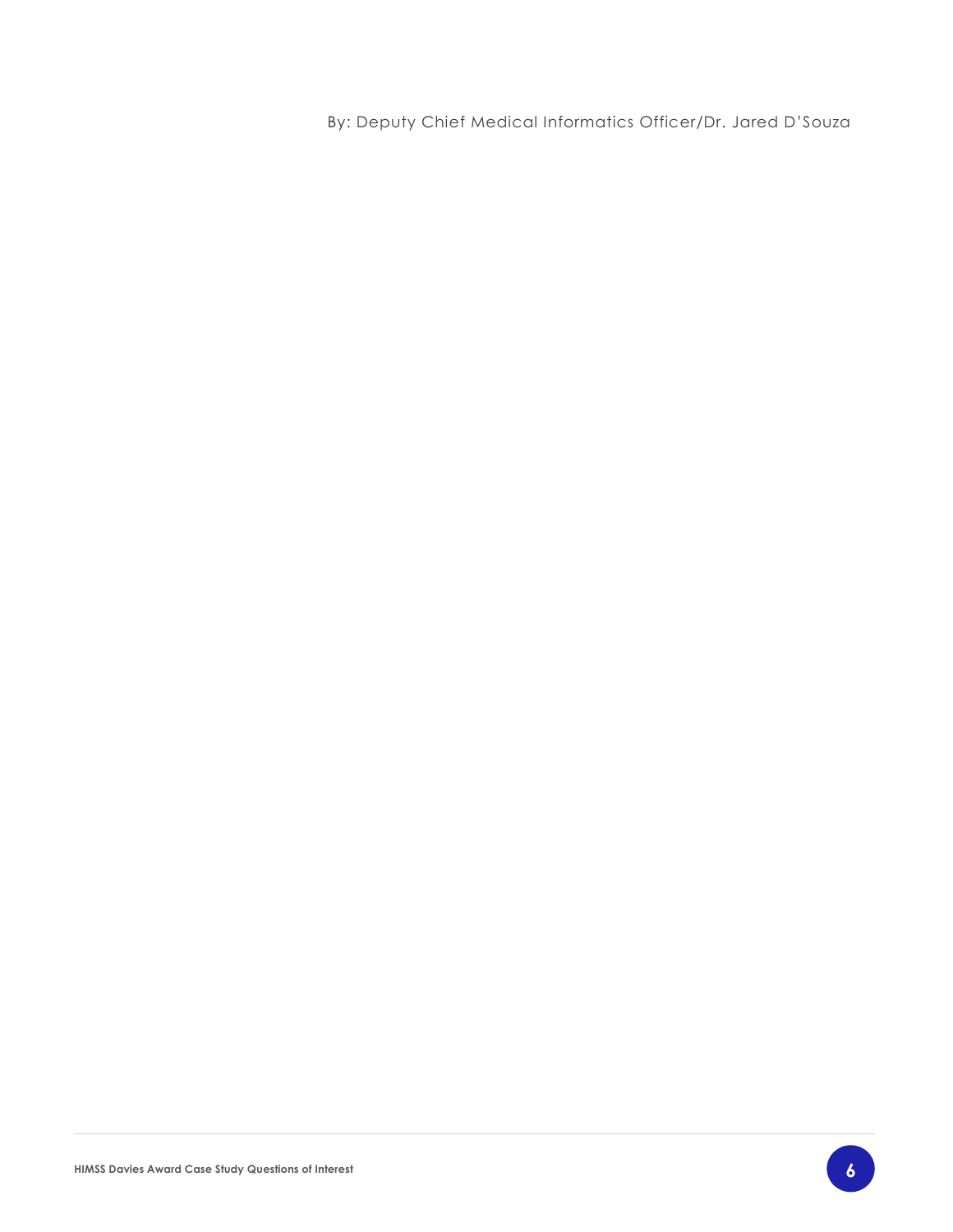By: Deputy Chief Medical Informatics Officer/Dr. Jared D'Souza